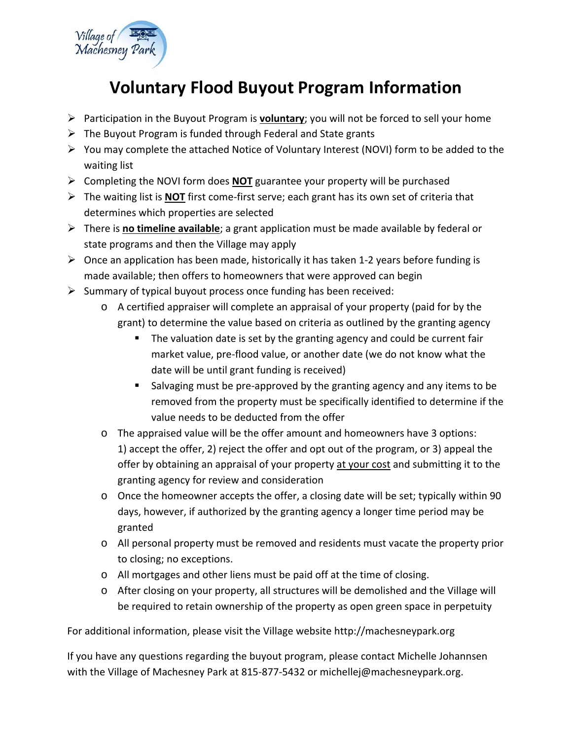# Voluntary Flood Buyout Program Information

- Participation in the Buyout Program is **voluntary**; you will not be forced to sell your home
- The Buyout Program is funded through Federal and State grants
- You may complete the attached Notice of Voluntary Interest (NOVI) form to be added to the waiting list
- Completing the NOVI form does **NOT** guarantee your property will be purchased
- The waiting list is **NOT** first come-first serve; each grant has its own set of criteria that determines which properties are selected
- There is **no timeline available**; a grant application must be made available by federal or state programs and then the Village may apply
- Once an application has been made, historically it has taken 1-2 years before funding is made available; then offers to homeowners that were approved can begin
- Summary of typical buyout process once funding has been received:
  - A certified appraiser will complete an appraisal of your property (paid for by the grant) to determine the value based on criteria as outlined by the granting agency
    - The valuation date is set by the granting agency and could be current fair market value, pre-flood value, or another date (we do not know what the date will be until grant funding is received)
    - Salvaging must be pre-approved by the granting agency and any items to be removed from the property must be specifically identified to determine if the value needs to be deducted from the offer
  - The appraised value will be the offer amount and homeowners have 3 options: 1) accept the offer, 2) reject the offer and opt out of the program, or 3) appeal the offer by obtaining an appraisal of your property at your cost and submitting it to the granting agency for review and consideration
  - Once the homeowner accepts the offer, a closing date will be set; typically within 90 days, however, if authorized by the granting agency a longer time period may be granted
  - All personal property must be removed and residents must vacate the property prior to closing; no exceptions.
  - All mortgages and other liens must be paid off at the time of closing.
  - After closing on your property, all structures will be demolished and the Village will be required to retain ownership of the property as open green space in perpetuity

For additional information, please visit the Village website http://machesneypark.org

If you have any questions regarding the buyout program, please contact Michelle Johannsen with the Village of Machesney Park at 815-877-5432 or michellej@machesneypark.org.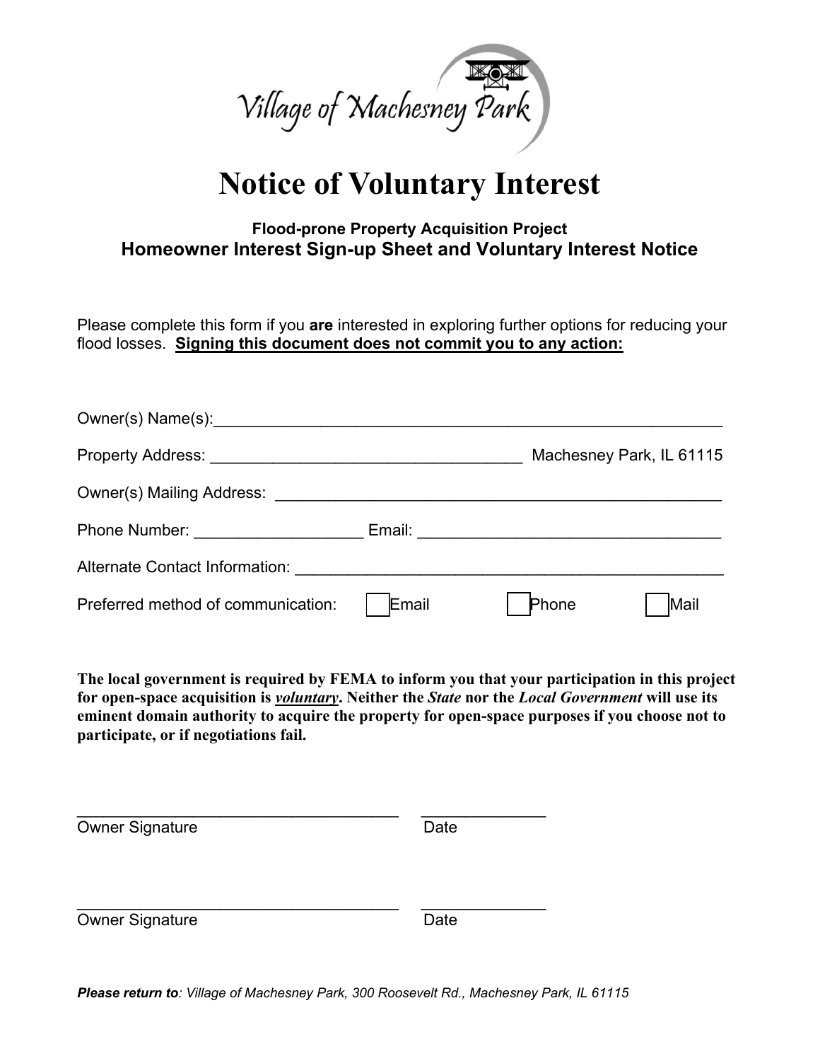Village of Machesney Park

# Notice of Voluntary Interest

### Flood-prone Property Acquisition Project
### Homeowner Interest Sign-up Sheet and Voluntary Interest Notice

Please complete this form if you **are** interested in exploring further options for reducing your flood losses. **Signing this document does not commit you to any action:**

Owner(s) Name(s):____________________________________________________________

Property Address: ____________________________________ Machesney Park, IL 61115

Owner(s) Mailing Address: ____________________________________________________

Phone Number: ___________________ Email: __________________________________

Alternate Contact Information: __________________________________________________

Preferred method of communication: ☐ Email ☐ Phone ☐ Mail

**The local government is required by FEMA to inform you that your participation in this project for open-space acquisition is *voluntary*. Neither the *State* nor the *Local Government* will use its eminent domain authority to acquire the property for open-space purposes if you choose not to participate, or if negotiations fail.**

_____________________________________ ______________
Owner Signature Date

_____________________________________ ______________
Owner Signature Date

***Please return to**: Village of Machesney Park, 300 Roosevelt Rd., Machesney Park, IL 61115*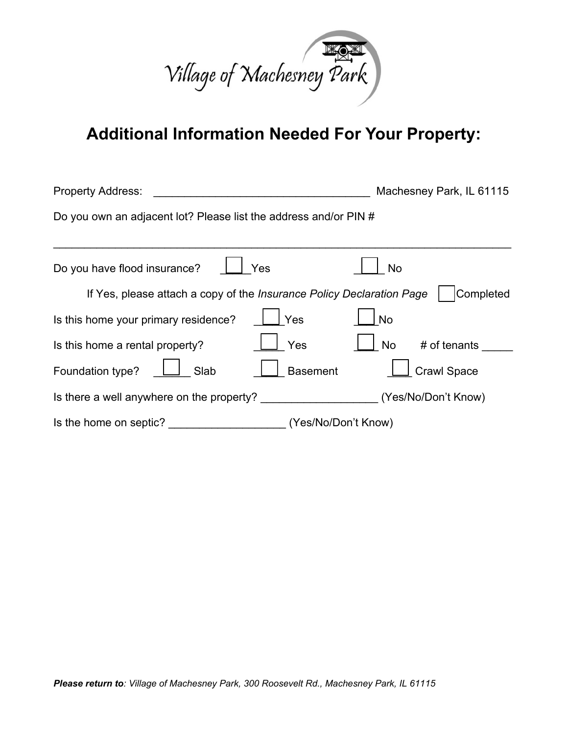Village of Machesney Park

# Additional Information Needed For Your Property:

Property Address: ___________________________________ Machesney Park, IL 61115

Do you own an adjacent lot? Please list the address and/or PIN #

___________________________________________________________________________

Do you have flood insurance? ☐ Yes ☐ No

If Yes, please attach a copy of the *Insurance Policy Declaration Page* ☐ Completed

Is this home your primary residence? ☐ Yes ☐ No

Is this home a rental property? ☐ Yes ☐ No # of tenants _____

Foundation type? ☐ Slab ☐ Basement ☐ Crawl Space

Is there a well anywhere on the property? ___________________ (Yes/No/Don't Know)

Is the home on septic? ___________________ (Yes/No/Don't Know)

***Please return to**: Village of Machesney Park, 300 Roosevelt Rd., Machesney Park, IL 61115*